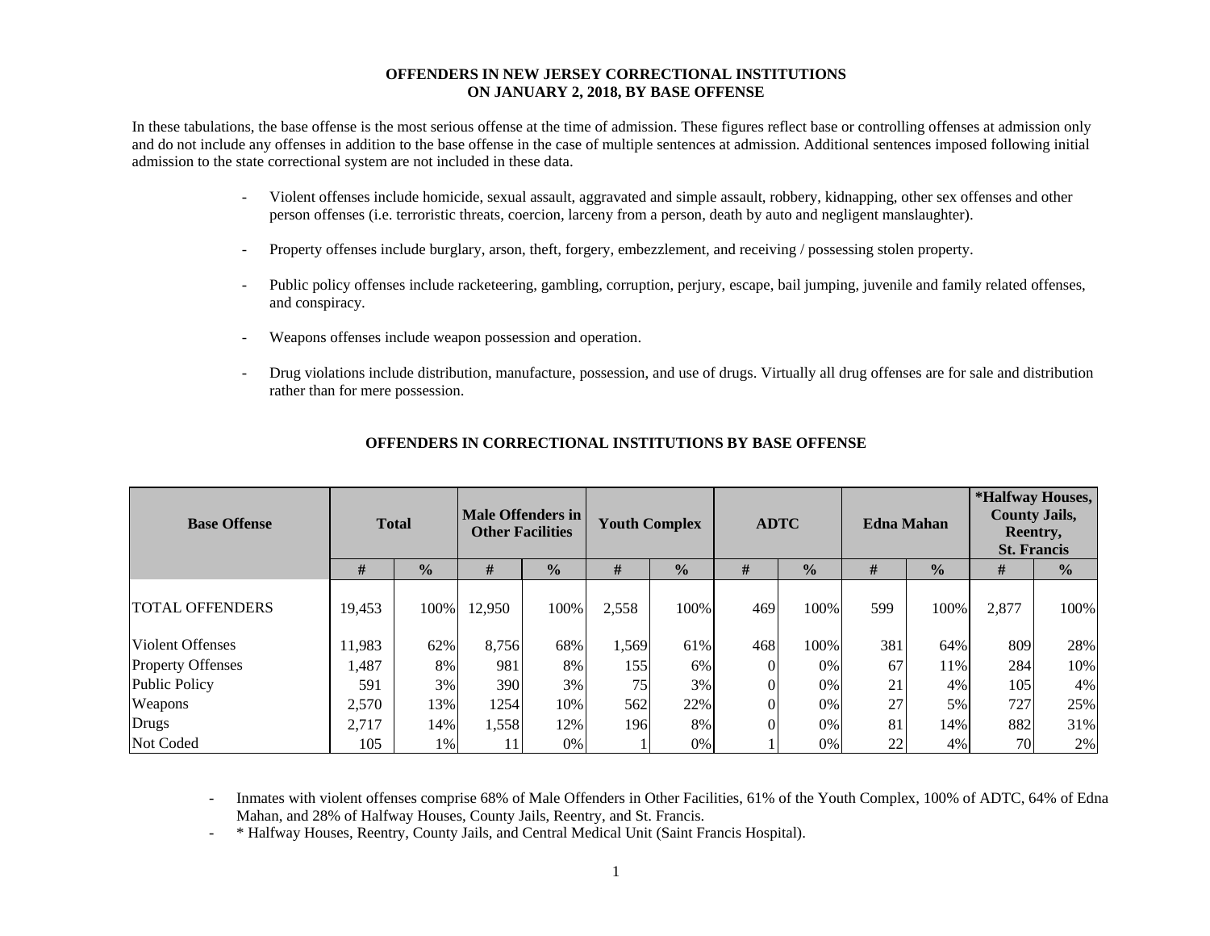# OFFENDERS IN NEW JERSEY CORRECTIONAL INSTITUTIONS ON JANUARY 2, 2018, BY BASE OFFENSE

In these tabulations, the base offense is the most serious offense at the time of admission. These figures reflect base or controlling offenses at admission only and do not include any offenses in addition to the base offense in the case of multiple sentences at admission. Additional sentences imposed following initial admission to the state correctional system are not included in these data.

- Violent offenses include homicide, sexual assault, aggravated and simple assault, robbery, kidnapping, other sex offenses and other person offenses (i.e. terroristic threats, coercion, larceny from a person, death by auto and negligent manslaughter).
- Property offenses include burglary, arson, theft, forgery, embezzlement, and receiving / possessing stolen property.
- Public policy offenses include racketeering, gambling, corruption, perjury, escape, bail jumping, juvenile and family related offenses, and conspiracy.
- Weapons offenses include weapon possession and operation.
- Drug violations include distribution, manufacture, possession, and use of drugs. Virtually all drug offenses are for sale and distribution rather than for mere possession.

## OFFENDERS IN CORRECTIONAL INSTITUTIONS BY BASE OFFENSE

| Base Offense | Total | | Male Offenders in Other Facilities | | Youth Complex | | ADTC | | Edna Mahan | | *Halfway Houses, County Jails, Reentry, St. Francis | |
|---|---|---|---|---|---|---|---|---|---|---|---|---|
| | # | % | # | % | # | % | # | % | # | % | # | % |
| TOTAL OFFENDERS | 19,453 | 100% | 12,950 | 100% | 2,558 | 100% | 469 | 100% | 599 | 100% | 2,877 | 100% |
| Violent Offenses | 11,983 | 62% | 8,756 | 68% | 1,569 | 61% | 468 | 100% | 381 | 64% | 809 | 28% |
| Property Offenses | 1,487 | 8% | 981 | 8% | 155 | 6% | 0 | 0% | 67 | 11% | 284 | 10% |
| Public Policy | 591 | 3% | 390 | 3% | 75 | 3% | 0 | 0% | 21 | 4% | 105 | 4% |
| Weapons | 2,570 | 13% | 1254 | 10% | 562 | 22% | 0 | 0% | 27 | 5% | 727 | 25% |
| Drugs | 2,717 | 14% | 1,558 | 12% | 196 | 8% | 0 | 0% | 81 | 14% | 882 | 31% |
| Not Coded | 105 | 1% | 11 | 0% | 1 | 0% | 1 | 0% | 22 | 4% | 70 | 2% |

- Inmates with violent offenses comprise 68% of Male Offenders in Other Facilities, 61% of the Youth Complex, 100% of ADTC, 64% of Edna Mahan, and 28% of Halfway Houses, County Jails, Reentry, and St. Francis.
- * Halfway Houses, Reentry, County Jails, and Central Medical Unit (Saint Francis Hospital).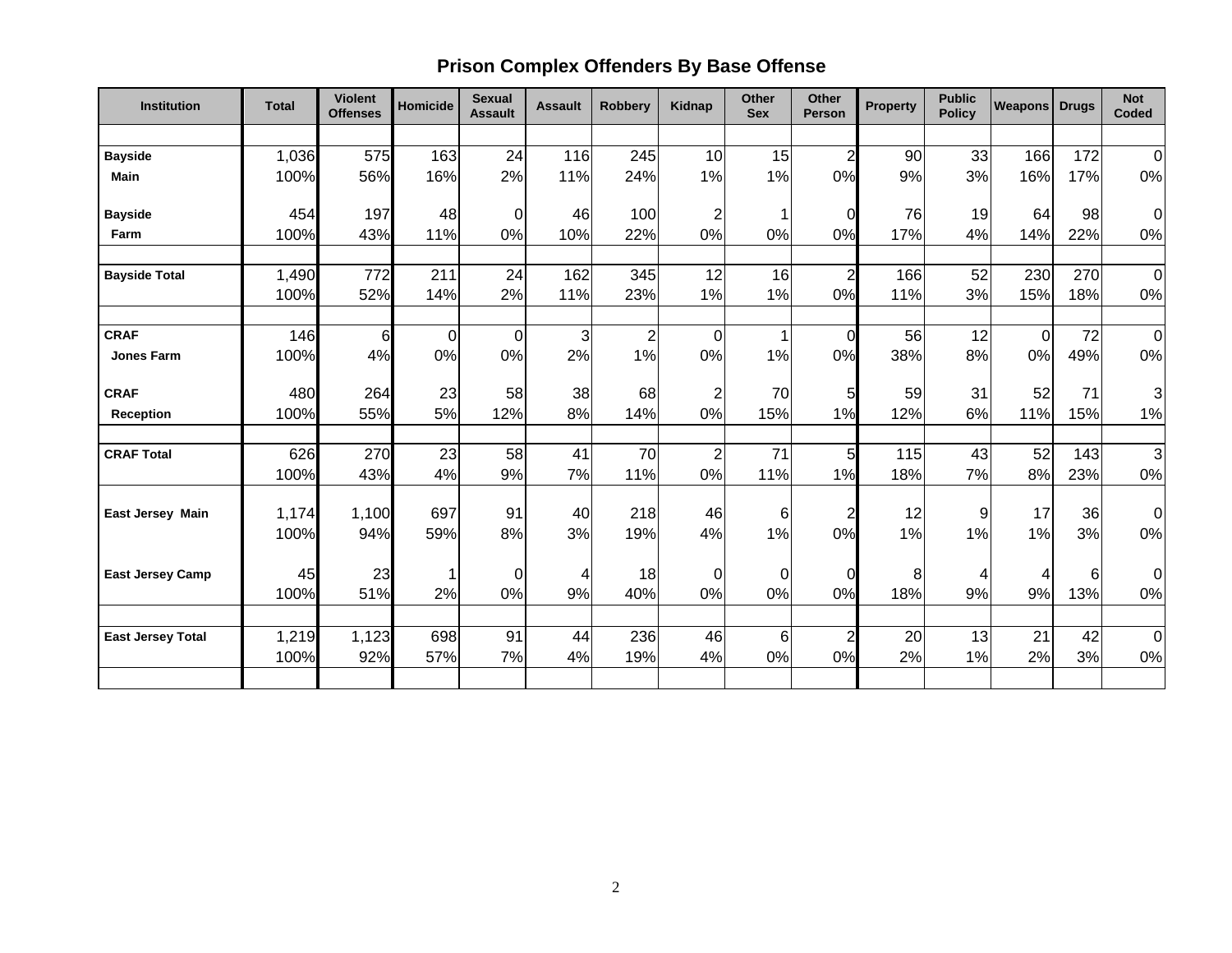## Prison Complex Offenders By Base Offense

| Institution | Total | Violent Offenses | Homicide | Sexual Assault | Assault | Robbery | Kidnap | Other Sex | Other Person | Property | Public Policy | Weapons | Drugs | Not Coded |
|---|---|---|---|---|---|---|---|---|---|---|---|---|---|---|
| **Bayside** | 1,036 | 575 | 163 | 24 | 116 | 245 | 10 | 15 | 2 | 90 | 33 | 166 | 172 | 0 |
| **Main** | 100% | 56% | 16% | 2% | 11% | 24% | 1% | 1% | 0% | 9% | 3% | 16% | 17% | 0% |
| **Bayside** | 454 | 197 | 48 | 0 | 46 | 100 | 2 | 1 | 0 | 76 | 19 | 64 | 98 | 0 |
| **Farm** | 100% | 43% | 11% | 0% | 10% | 22% | 0% | 0% | 0% | 17% | 4% | 14% | 22% | 0% |
| **Bayside Total** | 1,490 | 772 | 211 | 24 | 162 | 345 | 12 | 16 | 2 | 166 | 52 | 230 | 270 | 0 |
| | 100% | 52% | 14% | 2% | 11% | 23% | 1% | 1% | 0% | 11% | 3% | 15% | 18% | 0% |
| **CRAF** | 146 | 6 | 0 | 0 | 3 | 2 | 0 | 1 | 0 | 56 | 12 | 0 | 72 | 0 |
| **Jones Farm** | 100% | 4% | 0% | 0% | 2% | 1% | 0% | 1% | 0% | 38% | 8% | 0% | 49% | 0% |
| **CRAF** | 480 | 264 | 23 | 58 | 38 | 68 | 2 | 70 | 5 | 59 | 31 | 52 | 71 | 3 |
| **Reception** | 100% | 55% | 5% | 12% | 8% | 14% | 0% | 15% | 1% | 12% | 6% | 11% | 15% | 1% |
| **CRAF Total** | 626 | 270 | 23 | 58 | 41 | 70 | 2 | 71 | 5 | 115 | 43 | 52 | 143 | 3 |
| | 100% | 43% | 4% | 9% | 7% | 11% | 0% | 11% | 1% | 18% | 7% | 8% | 23% | 0% |
| **East Jersey Main** | 1,174 | 1,100 | 697 | 91 | 40 | 218 | 46 | 6 | 2 | 12 | 9 | 17 | 36 | 0 |
| | 100% | 94% | 59% | 8% | 3% | 19% | 4% | 1% | 0% | 1% | 1% | 1% | 3% | 0% |
| **East Jersey Camp** | 45 | 23 | 1 | 0 | 4 | 18 | 0 | 0 | 0 | 8 | 4 | 4 | 6 | 0 |
| | 100% | 51% | 2% | 0% | 9% | 40% | 0% | 0% | 0% | 18% | 9% | 9% | 13% | 0% |
| **East Jersey Total** | 1,219 | 1,123 | 698 | 91 | 44 | 236 | 46 | 6 | 2 | 20 | 13 | 21 | 42 | 0 |
| | 100% | 92% | 57% | 7% | 4% | 19% | 4% | 0% | 0% | 2% | 1% | 2% | 3% | 0% |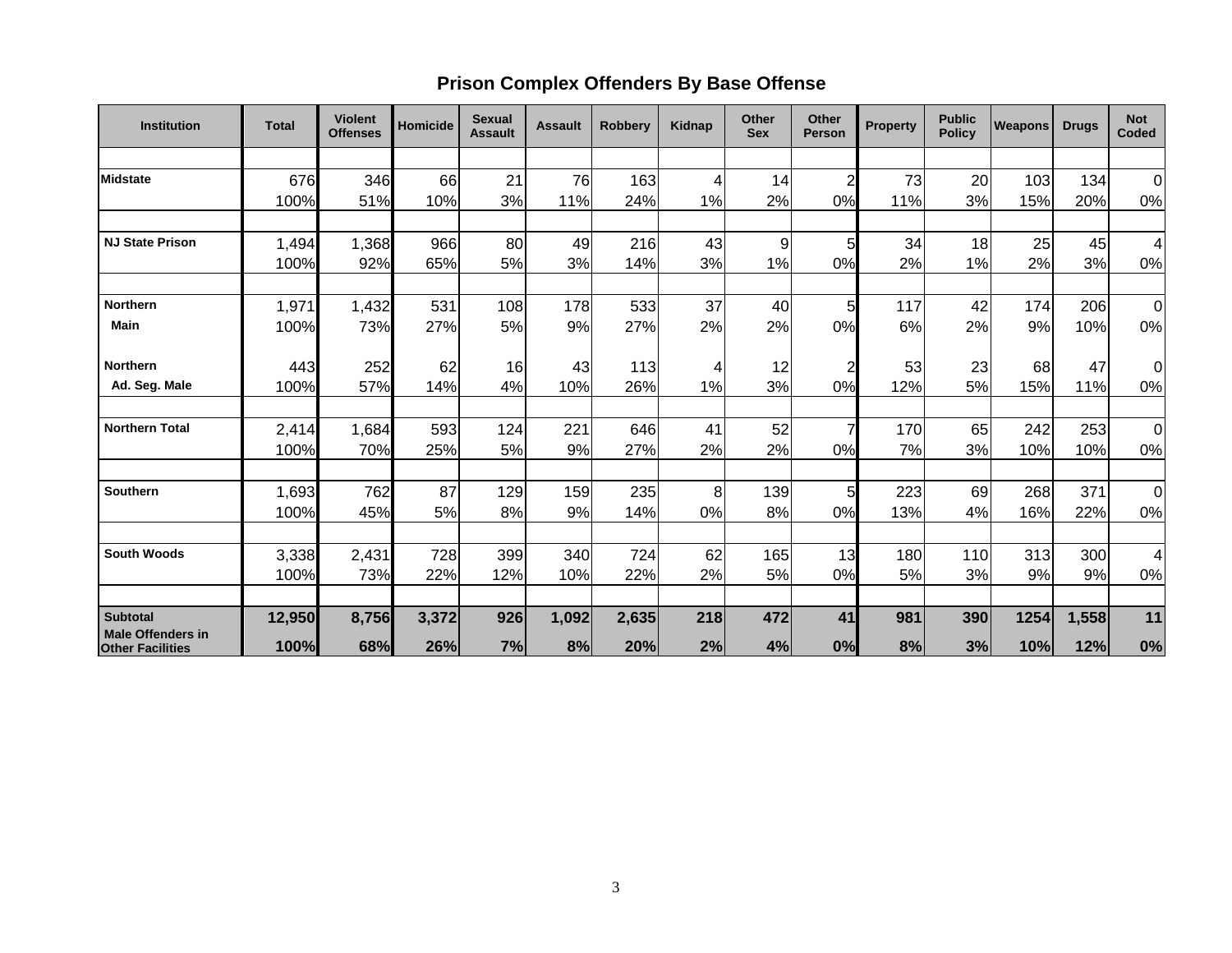## Prison Complex Offenders By Base Offense

| Institution | Total | Violent Offenses | Homicide | Sexual Assault | Assault | Robbery | Kidnap | Other Sex | Other Person | Property | Public Policy | Weapons | Drugs | Not Coded |
|---|---|---|---|---|---|---|---|---|---|---|---|---|---|---|
| Midstate | 676 | 346 | 66 | 21 | 76 | 163 | 4 | 14 | 2 | 73 | 20 | 103 | 134 | 0 |
| | 100% | 51% | 10% | 3% | 11% | 24% | 1% | 2% | 0% | 11% | 3% | 15% | 20% | 0% |
| NJ State Prison | 1,494 | 1,368 | 966 | 80 | 49 | 216 | 43 | 9 | 5 | 34 | 18 | 25 | 45 | 4 |
| | 100% | 92% | 65% | 5% | 3% | 14% | 3% | 1% | 0% | 2% | 1% | 2% | 3% | 0% |
| Northern Main | 1,971 | 1,432 | 531 | 108 | 178 | 533 | 37 | 40 | 5 | 117 | 42 | 174 | 206 | 0 |
| | 100% | 73% | 27% | 5% | 9% | 27% | 2% | 2% | 0% | 6% | 2% | 9% | 10% | 0% |
| Northern Ad. Seg. Male | 443 | 252 | 62 | 16 | 43 | 113 | 4 | 12 | 2 | 53 | 23 | 68 | 47 | 0 |
| | 100% | 57% | 14% | 4% | 10% | 26% | 1% | 3% | 0% | 12% | 5% | 15% | 11% | 0% |
| Northern Total | 2,414 | 1,684 | 593 | 124 | 221 | 646 | 41 | 52 | 7 | 170 | 65 | 242 | 253 | 0 |
| | 100% | 70% | 25% | 5% | 9% | 27% | 2% | 2% | 0% | 7% | 3% | 10% | 10% | 0% |
| Southern | 1,693 | 762 | 87 | 129 | 159 | 235 | 8 | 139 | 5 | 223 | 69 | 268 | 371 | 0 |
| | 100% | 45% | 5% | 8% | 9% | 14% | 0% | 8% | 0% | 13% | 4% | 16% | 22% | 0% |
| South Woods | 3,338 | 2,431 | 728 | 399 | 340 | 724 | 62 | 165 | 13 | 180 | 110 | 313 | 300 | 4 |
| | 100% | 73% | 22% | 12% | 10% | 22% | 2% | 5% | 0% | 5% | 3% | 9% | 9% | 0% |
| **Subtotal** | **12,950** | **8,756** | **3,372** | **926** | **1,092** | **2,635** | **218** | **472** | **41** | **981** | **390** | **1254** | **1,558** | **11** |
| **Male Offenders in Other Facilities** | **100%** | **68%** | **26%** | **7%** | **8%** | **20%** | **2%** | **4%** | **0%** | **8%** | **3%** | **10%** | **12%** | **0%** |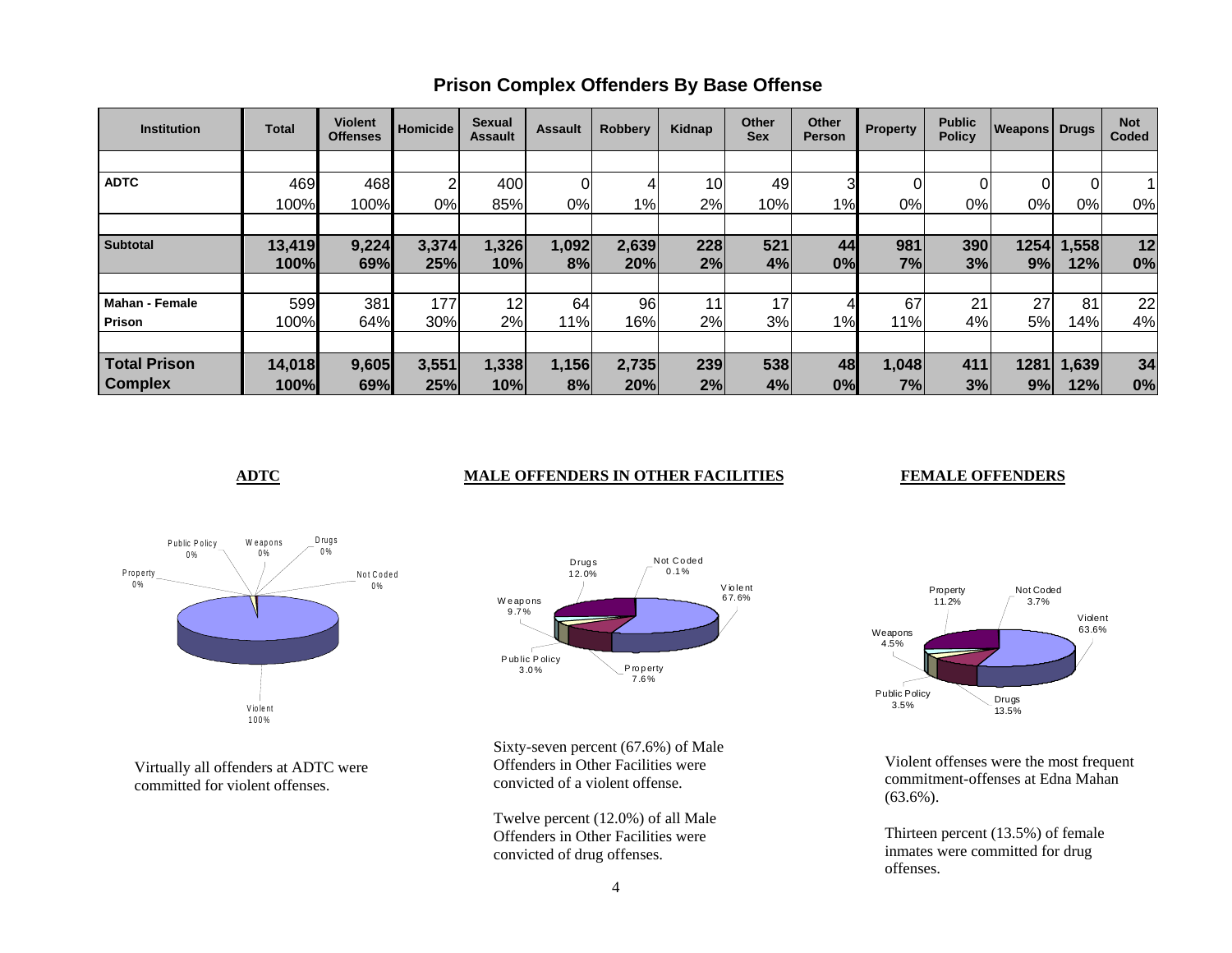## Prison Complex Offenders By Base Offense

| Institution | Total | Violent Offenses | Homicide | Sexual Assault | Assault | Robbery | Kidnap | Other Sex | Other Person | Property | Public Policy | Weapons | Drugs | Not Coded |
|---|---|---|---|---|---|---|---|---|---|---|---|---|---|---|
| **ADTC** | 469 | 468 | 2 | 400 | 0 | 4 | 10 | 49 | 3 | 0 | 0 | 0 | 0 | 1 |
| | 100% | 100% | 0% | 85% | 0% | 1% | 2% | 10% | 1% | 0% | 0% | 0% | 0% | 0% |
| **Subtotal** | **13,419** | **9,224** | **3,374** | **1,326** | **1,092** | **2,639** | **228** | **521** | **44** | **981** | **390** | **1254** | **1,558** | **12** |
| | **100%** | **69%** | **25%** | **10%** | **8%** | **20%** | **2%** | **4%** | **0%** | **7%** | **3%** | **9%** | **12%** | **0%** |
| **Mahan - Female Prison** | 599 | 381 | 177 | 12 | 64 | 96 | 11 | 17 | 4 | 67 | 21 | 27 | 81 | 22 |
| | 100% | 64% | 30% | 2% | 11% | 16% | 2% | 3% | 1% | 11% | 4% | 5% | 14% | 4% |
| **Total Prison Complex** | **14,018** | **9,605** | **3,551** | **1,338** | **1,156** | **2,735** | **239** | **538** | **48** | **1,048** | **411** | **1281** | **1,639** | **34** |
| | **100%** | **69%** | **25%** | **10%** | **8%** | **20%** | **2%** | **4%** | **0%** | **7%** | **3%** | **9%** | **12%** | **0%** |

**ADTC**

Public Policy 0%, Weapons 0%, Drugs 0%, Property 0%, Not Coded 0%, Violent 100%

Virtually all offenders at ADTC were committed for violent offenses.

**MALE OFFENDERS IN OTHER FACILITIES**

Drugs 12.0%, Not Coded 0.1%, Violent 67.6%, Weapons 9.7%, Public Policy 3.0%, Property 7.6%

Sixty-seven percent (67.6%) of Male Offenders in Other Facilities were convicted of a violent offense.

Twelve percent (12.0%) of all Male Offenders in Other Facilities were convicted of drug offenses.

**FEMALE OFFENDERS**

Property 11.2%, Not Coded 3.7%, Violent 63.6%, Weapons 4.5%, Public Policy 3.5%, Drugs 13.5%

Violent offenses were the most frequent commitment-offenses at Edna Mahan (63.6%).

Thirteen percent (13.5%) of female inmates were committed for drug offenses.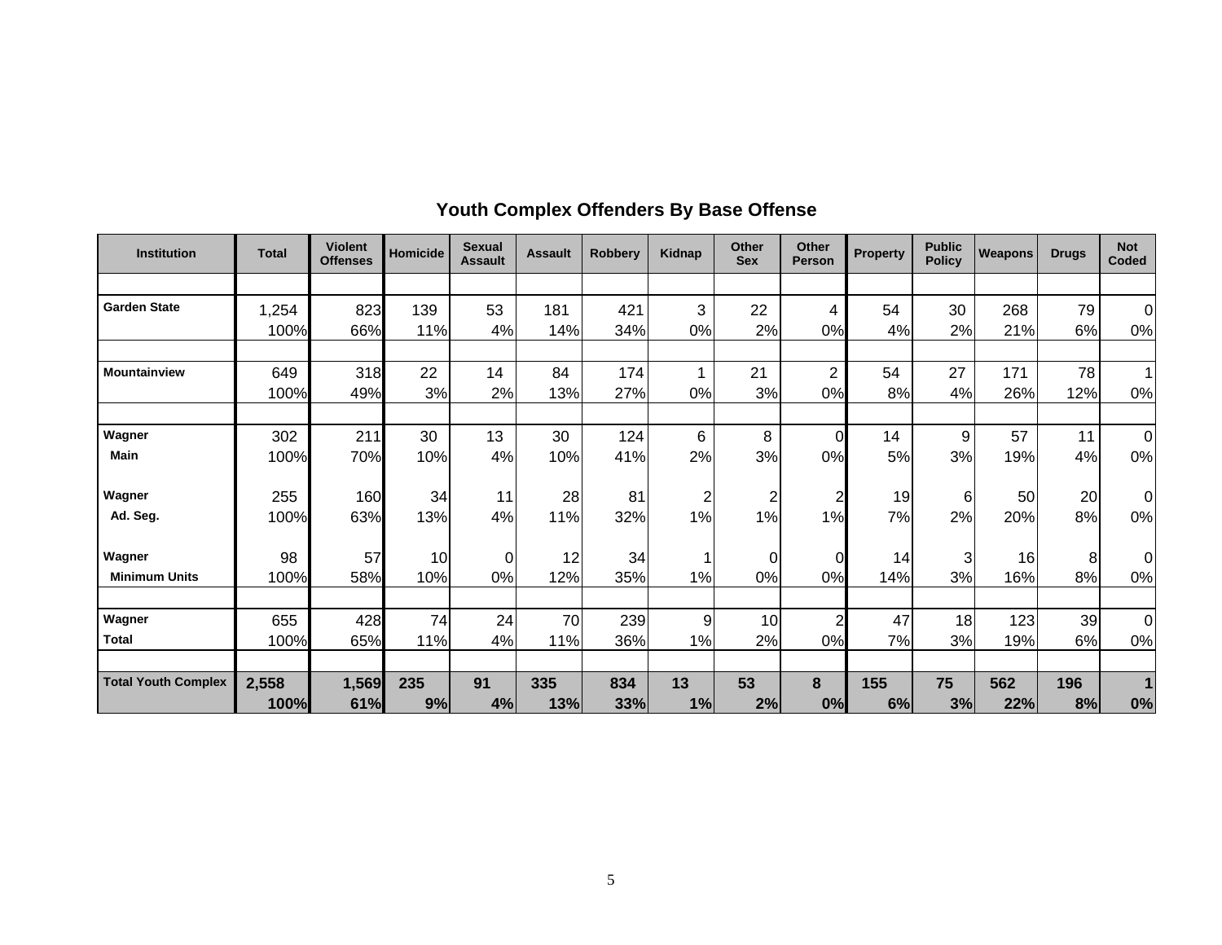## Youth Complex Offenders By Base Offense

| Institution | Total | Violent Offenses | Homicide | Sexual Assault | Assault | Robbery | Kidnap | Other Sex | Other Person | Property | Public Policy | Weapons | Drugs | Not Coded |
|---|---|---|---|---|---|---|---|---|---|---|---|---|---|---|
| **Garden State** | 1,254 | 823 | 139 | 53 | 181 | 421 | 3 | 22 | 4 | 54 | 30 | 268 | 79 | 0 |
| | 100% | 66% | 11% | 4% | 14% | 34% | 0% | 2% | 0% | 4% | 2% | 21% | 6% | 0% |
| **Mountainview** | 649 | 318 | 22 | 14 | 84 | 174 | 1 | 21 | 2 | 54 | 27 | 171 | 78 | 1 |
| | 100% | 49% | 3% | 2% | 13% | 27% | 0% | 3% | 0% | 8% | 4% | 26% | 12% | 0% |
| **Wagner Main** | 302 | 211 | 30 | 13 | 30 | 124 | 6 | 8 | 0 | 14 | 9 | 57 | 11 | 0 |
| | 100% | 70% | 10% | 4% | 10% | 41% | 2% | 3% | 0% | 5% | 3% | 19% | 4% | 0% |
| **Wagner Ad. Seg.** | 255 | 160 | 34 | 11 | 28 | 81 | 2 | 2 | 2 | 19 | 6 | 50 | 20 | 0 |
| | 100% | 63% | 13% | 4% | 11% | 32% | 1% | 1% | 1% | 7% | 2% | 20% | 8% | 0% |
| **Wagner Minimum Units** | 98 | 57 | 10 | 0 | 12 | 34 | 1 | 0 | 0 | 14 | 3 | 16 | 8 | 0 |
| | 100% | 58% | 10% | 0% | 12% | 35% | 1% | 0% | 0% | 14% | 3% | 16% | 8% | 0% |
| **Wagner Total** | 655 | 428 | 74 | 24 | 70 | 239 | 9 | 10 | 2 | 47 | 18 | 123 | 39 | 0 |
| | 100% | 65% | 11% | 4% | 11% | 36% | 1% | 2% | 0% | 7% | 3% | 19% | 6% | 0% |
| **Total Youth Complex** | **2,558** | **1,569** | **235** | **91** | **335** | **834** | **13** | **53** | **8** | **155** | **75** | **562** | **196** | **1** |
| | **100%** | **61%** | **9%** | **4%** | **13%** | **33%** | **1%** | **2%** | **0%** | **6%** | **3%** | **22%** | **8%** | **0%** |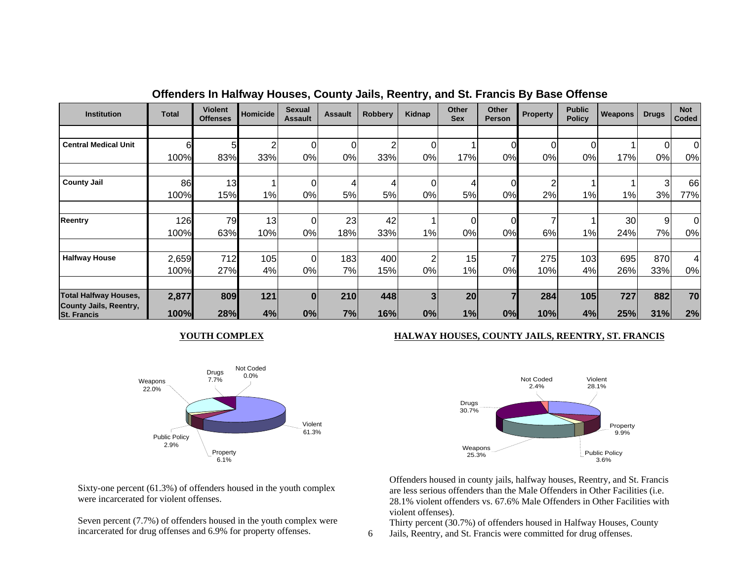## Offenders In Halfway Houses, County Jails, Reentry, and St. Francis By Base Offense

| Institution | Total | Violent Offenses | Homicide | Sexual Assault | Assault | Robbery | Kidnap | Other Sex | Other Person | Property | Public Policy | Weapons | Drugs | Not Coded |
|---|---|---|---|---|---|---|---|---|---|---|---|---|---|---|
| **Central Medical Unit** | 6 | 5 | 2 | 0 | 0 | 2 | 0 | 1 | 0 | 0 | 0 | 1 | 0 | 0 |
| | 100% | 83% | 33% | 0% | 0% | 33% | 0% | 17% | 0% | 0% | 0% | 17% | 0% | 0% |
| **County Jail** | 86 | 13 | 1 | 0 | 4 | 4 | 0 | 4 | 0 | 2 | 1 | 1 | 3 | 66 |
| | 100% | 15% | 1% | 0% | 5% | 5% | 0% | 5% | 0% | 2% | 1% | 1% | 3% | 77% |
| **Reentry** | 126 | 79 | 13 | 0 | 23 | 42 | 1 | 0 | 0 | 7 | 1 | 30 | 9 | 0 |
| | 100% | 63% | 10% | 0% | 18% | 33% | 1% | 0% | 0% | 6% | 1% | 24% | 7% | 0% |
| **Halfway House** | 2,659 | 712 | 105 | 0 | 183 | 400 | 2 | 15 | 7 | 275 | 103 | 695 | 870 | 4 |
| | 100% | 27% | 4% | 0% | 7% | 15% | 0% | 1% | 0% | 10% | 4% | 26% | 33% | 0% |
| **Total Halfway Houses, County Jails, Reentry, St. Francis** | **2,877** | **809** | **121** | **0** | **210** | **448** | **3** | **20** | **7** | **284** | **105** | **727** | **882** | **70** |
| | **100%** | **28%** | **4%** | **0%** | **7%** | **16%** | **0%** | **1%** | **0%** | **10%** | **4%** | **25%** | **31%** | **2%** |

**YOUTH COMPLEX**

Drugs 7.7%
Not Coded 0.0%
Weapons 22.0%
Violent 61.3%
Public Policy 2.9%
Property 6.1%

Sixty-one percent (61.3%) of offenders housed in the youth complex were incarcerated for violent offenses.

Seven percent (7.7%) of offenders housed in the youth complex were incarcerated for drug offenses and 6.9% for property offenses.

**HALWAY HOUSES, COUNTY JAILS, REENTRY, ST. FRANCIS**

Not Coded 2.4%
Violent 28.1%
Drugs 30.7%
Property 9.9%
Weapons 25.3%
Public Policy 3.6%

Offenders housed in county jails, halfway houses, Reentry, and St. Francis are less serious offenders than the Male Offenders in Other Facilities (i.e. 28.1% violent offenders vs. 67.6% Male Offenders in Other Facilities with violent offenses).

Thirty percent (30.7%) of offenders housed in Halfway Houses, County Jails, Reentry, and St. Francis were committed for drug offenses.